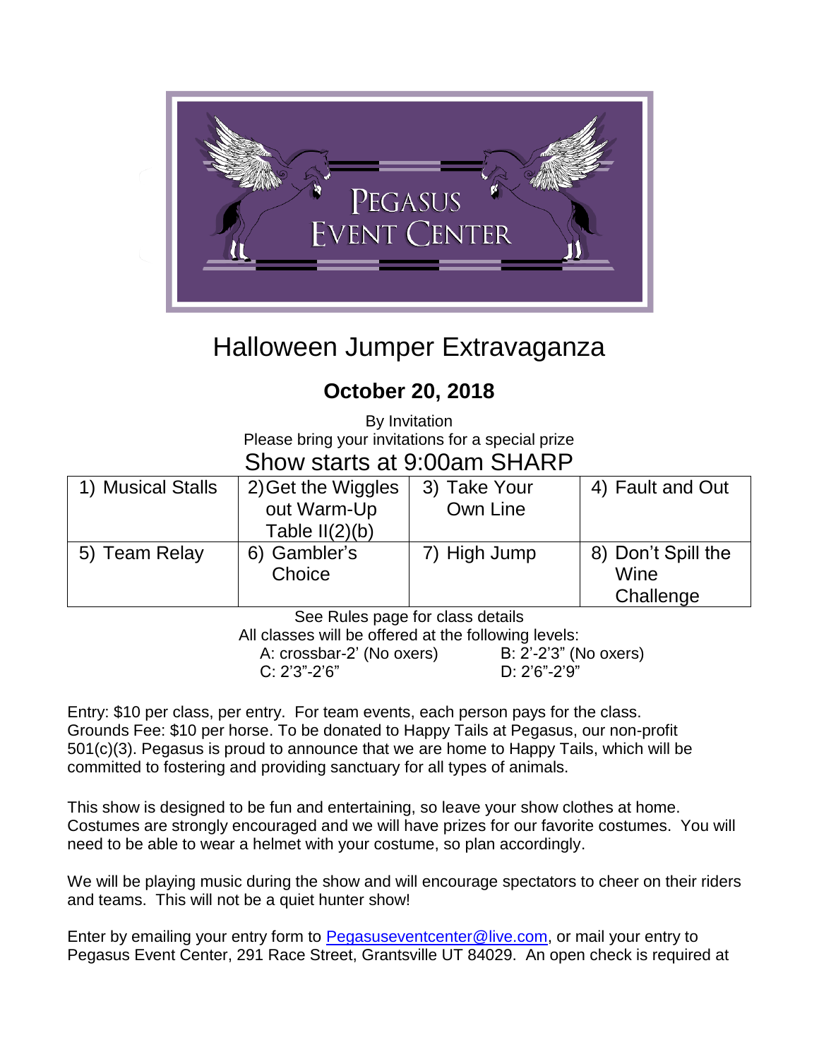PEGASUS EVENT CENTER

# Halloween Jumper Extravaganza

## October 20, 2018

By Invitation
Please bring your invitations for a special prize

Show starts at 9:00am SHARP

| | | | |
|---|---|---|---|
| 1) Musical Stalls | 2) Get the Wiggles out Warm-Up Table II(2)(b) | 3) Take Your Own Line | 4) Fault and Out |
| 5) Team Relay | 6) Gambler's Choice | 7) High Jump | 8) Don't Spill the Wine Challenge |

See Rules page for class details

All classes will be offered at the following levels:

A: crossbar-2' (No oxers)
B: 2'-2'3" (No oxers)
C: 2'3"-2'6"
D: 2'6"-2'9"

Entry: $10 per class, per entry. For team events, each person pays for the class. Grounds Fee: $10 per horse. To be donated to Happy Tails at Pegasus, our non-profit 501(c)(3). Pegasus is proud to announce that we are home to Happy Tails, which will be committed to fostering and providing sanctuary for all types of animals.

This show is designed to be fun and entertaining, so leave your show clothes at home. Costumes are strongly encouraged and we will have prizes for our favorite costumes. You will need to be able to wear a helmet with your costume, so plan accordingly.

We will be playing music during the show and will encourage spectators to cheer on their riders and teams. This will not be a quiet hunter show!

Enter by emailing your entry form to Pegasuseventcenter@live.com, or mail your entry to Pegasus Event Center, 291 Race Street, Grantsville UT 84029. An open check is required at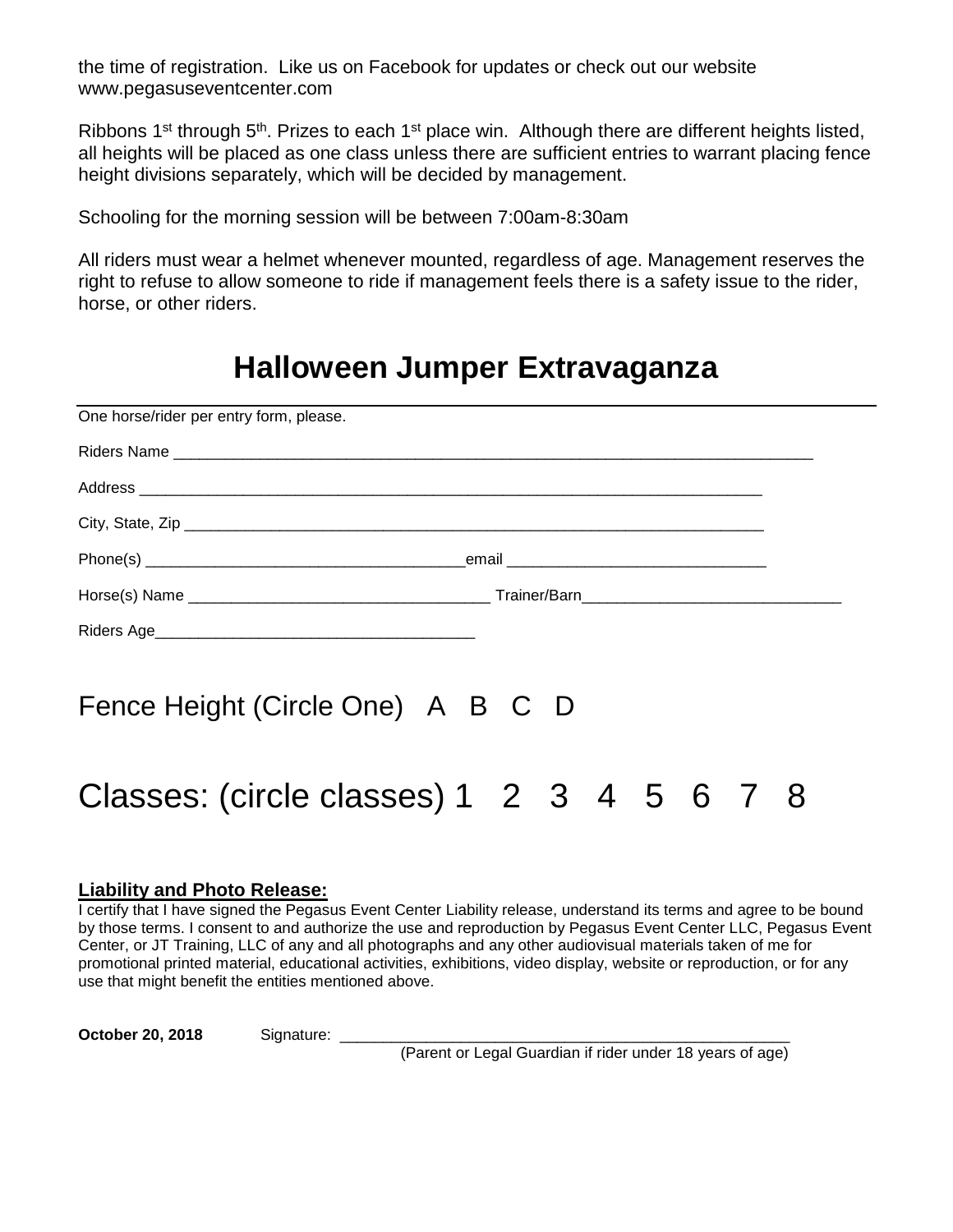the time of registration. Like us on Facebook for updates or check out our website www.pegasuseventcenter.com

Ribbons 1st through 5th. Prizes to each 1st place win. Although there are different heights listed, all heights will be placed as one class unless there are sufficient entries to warrant placing fence height divisions separately, which will be decided by management.

Schooling for the morning session will be between 7:00am-8:30am

All riders must wear a helmet whenever mounted, regardless of age. Management reserves the right to refuse to allow someone to ride if management feels there is a safety issue to the rider, horse, or other riders.

# Halloween Jumper Extravaganza

One horse/rider per entry form, please.

Riders Name ______________________________________________________________________________

Address ___________________________________________________________________________

City, State, Zip ______________________________________________________________________

Phone(s) ______________________________________email ______________________________

Horse(s) Name ___________________________________ Trainer/Barn______________________________

Riders Age_____________________________________

## Fence Height (Circle One) A B C D

## Classes: (circle classes) 1 2 3 4 5 6 7 8

**Liability and Photo Release:**

I certify that I have signed the Pegasus Event Center Liability release, understand its terms and agree to be bound by those terms. I consent to and authorize the use and reproduction by Pegasus Event Center LLC, Pegasus Event Center, or JT Training, LLC of any and all photographs and any other audiovisual materials taken of me for promotional printed material, educational activities, exhibitions, video display, website or reproduction, or for any use that might benefit the entities mentioned above.

**October 20, 2018** Signature: ______________________________________________________

(Parent or Legal Guardian if rider under 18 years of age)